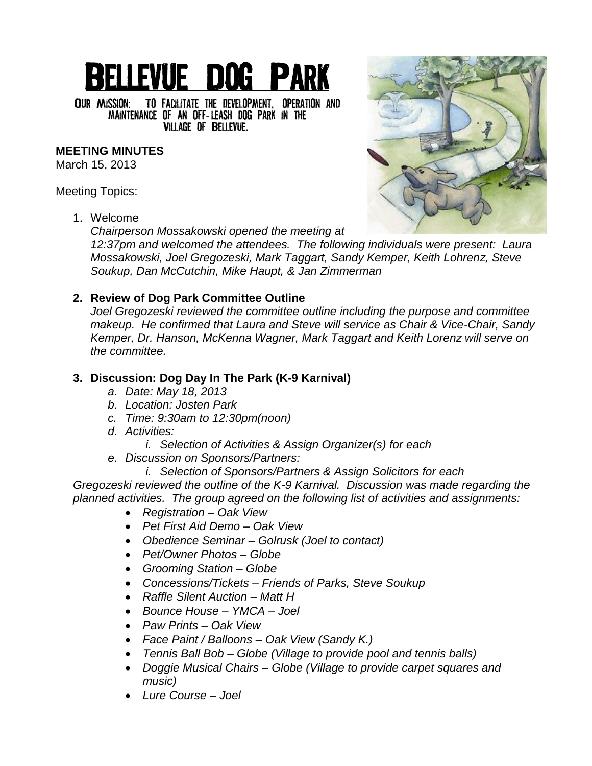# BELLEVUE DOG PARK

OUR MISSION: TO FACILITATE THE DEVELOPMENT, OPERATION AND MAINTENANCE OF AN OFF-LEASH DOG PARK IN THE VILLAGE OF BELLEVUE.

**MEETING MINUTES**
March 15, 2013

Meeting Topics:

1. Welcome
   *Chairperson Mossakowski opened the meeting at 12:37pm and welcomed the attendees. The following individuals were present: Laura Mossakowski, Joel Gregozeski, Mark Taggart, Sandy Kemper, Keith Lohrenz, Steve Soukup, Dan McCutchin, Mike Haupt, & Jan Zimmerman*

2. **Review of Dog Park Committee Outline**
   *Joel Gregozeski reviewed the committee outline including the purpose and committee makeup. He confirmed that Laura and Steve will service as Chair & Vice-Chair, Sandy Kemper, Dr. Hanson, McKenna Wagner, Mark Taggart and Keith Lorenz will serve on the committee.*

3. **Discussion: Dog Day In The Park (K-9 Karnival)**
   a. *Date: May 18, 2013*
   b. *Location: Josten Park*
   c. *Time: 9:30am to 12:30pm(noon)*
   d. *Activities:*
      i. *Selection of Activities & Assign Organizer(s) for each*
   e. *Discussion on Sponsors/Partners:*
      i. *Selection of Sponsors/Partners & Assign Solicitors for each*

*Gregozeski reviewed the outline of the K-9 Karnival. Discussion was made regarding the planned activities. The group agreed on the following list of activities and assignments:*

- *Registration – Oak View*
- *Pet First Aid Demo – Oak View*
- *Obedience Seminar – Golrusk (Joel to contact)*
- *Pet/Owner Photos – Globe*
- *Grooming Station – Globe*
- *Concessions/Tickets – Friends of Parks, Steve Soukup*
- *Raffle Silent Auction – Matt H*
- *Bounce House – YMCA – Joel*
- *Paw Prints – Oak View*
- *Face Paint / Balloons – Oak View (Sandy K.)*
- *Tennis Ball Bob – Globe (Village to provide pool and tennis balls)*
- *Doggie Musical Chairs – Globe (Village to provide carpet squares and music)*
- *Lure Course – Joel*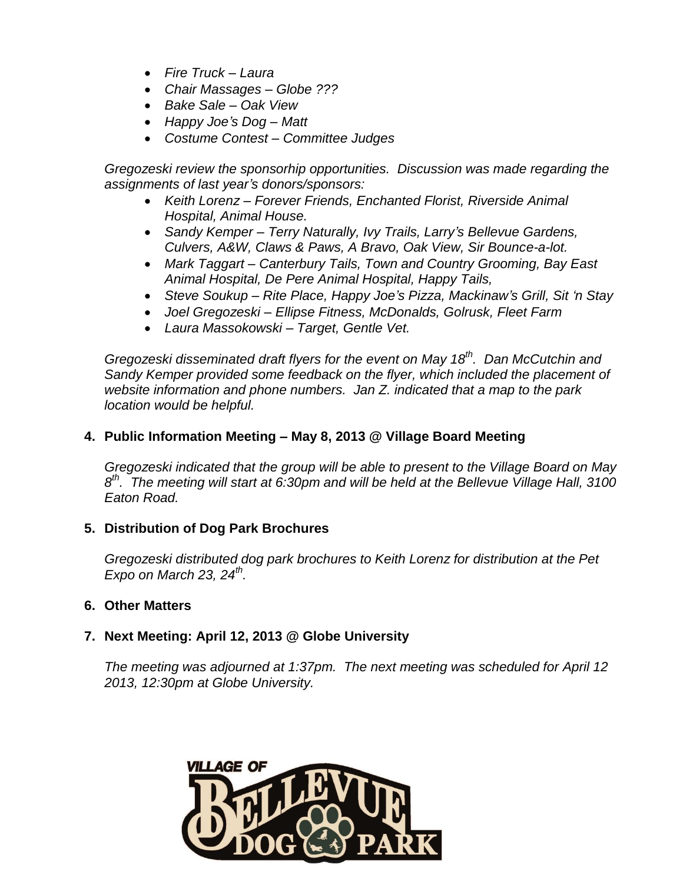- *Fire Truck – Laura*
- *Chair Massages – Globe ???*
- *Bake Sale – Oak View*
- *Happy Joe's Dog – Matt*
- *Costume Contest – Committee Judges*

*Gregozeski review the sponsorhip opportunities. Discussion was made regarding the assignments of last year's donors/sponsors:*

- *Keith Lorenz – Forever Friends, Enchanted Florist, Riverside Animal Hospital, Animal House.*
- *Sandy Kemper – Terry Naturally, Ivy Trails, Larry's Bellevue Gardens, Culvers, A&W, Claws & Paws, A Bravo, Oak View, Sir Bounce-a-lot.*
- *Mark Taggart – Canterbury Tails, Town and Country Grooming, Bay East Animal Hospital, De Pere Animal Hospital, Happy Tails,*
- *Steve Soukup – Rite Place, Happy Joe's Pizza, Mackinaw's Grill, Sit 'n Stay*
- *Joel Gregozeski – Ellipse Fitness, McDonalds, Golrusk, Fleet Farm*
- *Laura Massokowski – Target, Gentle Vet.*

*Gregozeski disseminated draft flyers for the event on May 18th. Dan McCutchin and Sandy Kemper provided some feedback on the flyer, which included the placement of website information and phone numbers. Jan Z. indicated that a map to the park location would be helpful.*

**4. Public Information Meeting – May 8, 2013 @ Village Board Meeting**

*Gregozeski indicated that the group will be able to present to the Village Board on May 8th. The meeting will start at 6:30pm and will be held at the Bellevue Village Hall, 3100 Eaton Road.*

**5. Distribution of Dog Park Brochures**

*Gregozeski distributed dog park brochures to Keith Lorenz for distribution at the Pet Expo on March 23, 24th.*

**6. Other Matters**

**7. Next Meeting: April 12, 2013 @ Globe University**

*The meeting was adjourned at 1:37pm. The next meeting was scheduled for April 12 2013, 12:30pm at Globe University.*

VILLAGE OF BELLEVUE DOG PARK